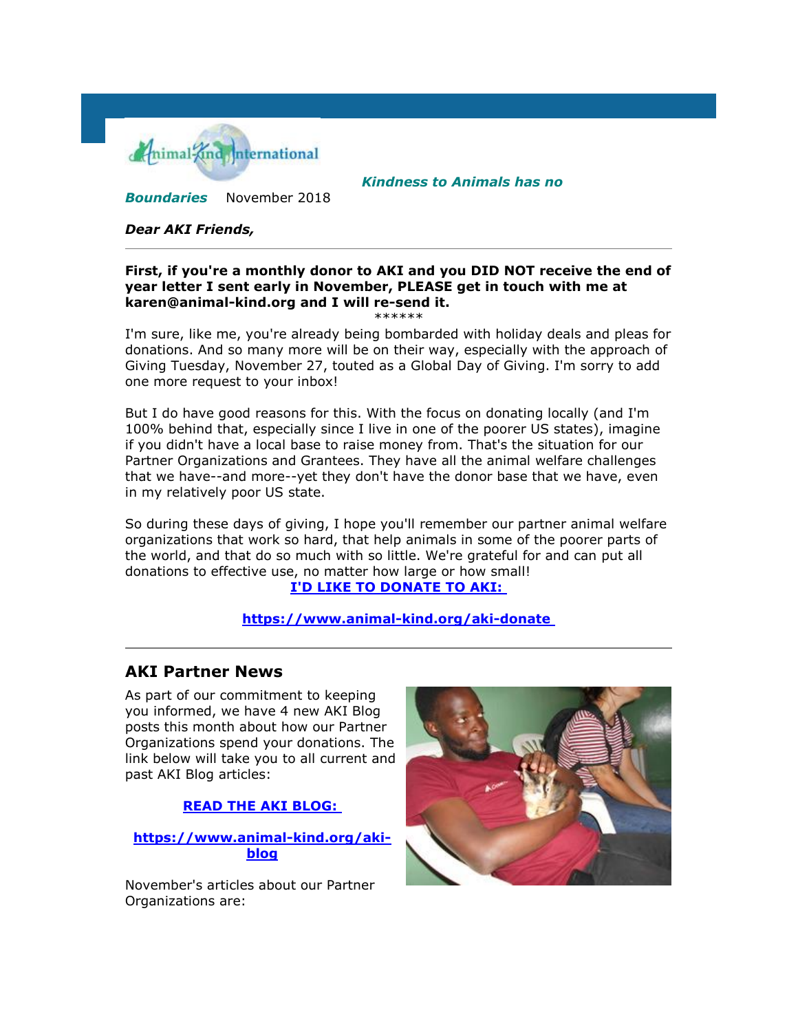Animal-Kind International

***Kindness to Animals has no Boundaries*** November 2018

***Dear AKI Friends,***

---

**First, if you're a monthly donor to AKI and you DID NOT receive the end of year letter I sent early in November, PLEASE get in touch with me at karen@animal-kind.org and I will re-send it.**

******

I'm sure, like me, you're already being bombarded with holiday deals and pleas for donations. And so many more will be on their way, especially with the approach of Giving Tuesday, November 27, touted as a Global Day of Giving. I'm sorry to add one more request to your inbox!

But I do have good reasons for this. With the focus on donating locally (and I'm 100% behind that, especially since I live in one of the poorer US states), imagine if you didn't have a local base to raise money from. That's the situation for our Partner Organizations and Grantees. They have all the animal welfare challenges that we have--and more--yet they don't have the donor base that we have, even in my relatively poor US state.

So during these days of giving, I hope you'll remember our partner animal welfare organizations that work so hard, that help animals in some of the poorer parts of the world, and that do so much with so little. We're grateful for and can put all donations to effective use, no matter how large or how small!

**I'D LIKE TO DONATE TO AKI:**

**https://www.animal-kind.org/aki-donate**

---

## AKI Partner News

As part of our commitment to keeping you informed, we have 4 new AKI Blog posts this month about how our Partner Organizations spend your donations. The link below will take you to all current and past AKI Blog articles:

**READ THE AKI BLOG:**

**https://www.animal-kind.org/aki-blog**

November's articles about our Partner Organizations are: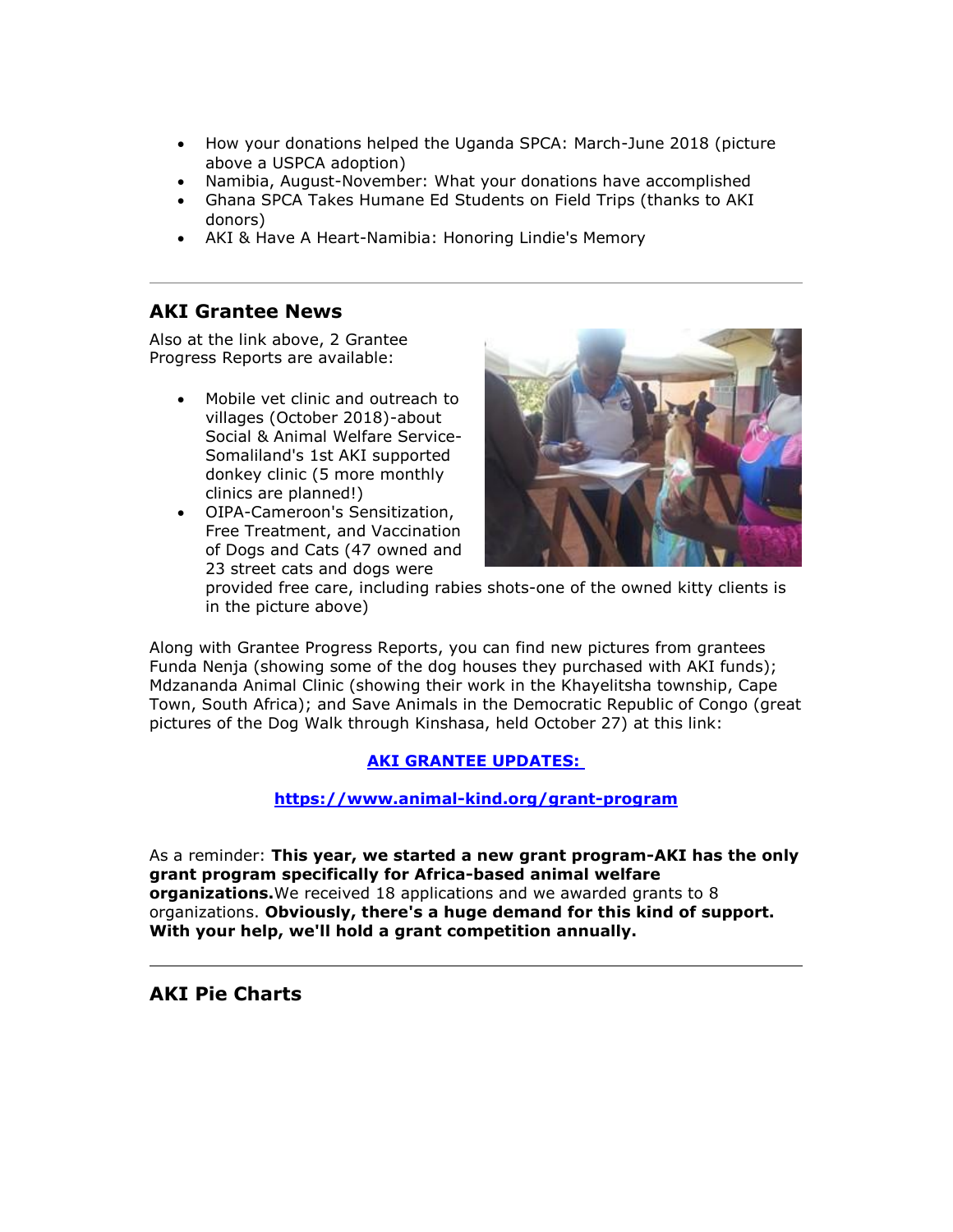- How your donations helped the Uganda SPCA: March-June 2018 (picture above a USPCA adoption)
- Namibia, August-November: What your donations have accomplished
- Ghana SPCA Takes Humane Ed Students on Field Trips (thanks to AKI donors)
- AKI & Have A Heart-Namibia: Honoring Lindie's Memory

---

## AKI Grantee News

Also at the link above, 2 Grantee Progress Reports are available:

- Mobile vet clinic and outreach to villages (October 2018)-about Social & Animal Welfare Service-Somaliland's 1st AKI supported donkey clinic (5 more monthly clinics are planned!)
- OIPA-Cameroon's Sensitization, Free Treatment, and Vaccination of Dogs and Cats (47 owned and 23 street cats and dogs were provided free care, including rabies shots-one of the owned kitty clients is in the picture above)

Along with Grantee Progress Reports, you can find new pictures from grantees Funda Nenja (showing some of the dog houses they purchased with AKI funds); Mdzananda Animal Clinic (showing their work in the Khayelitsha township, Cape Town, South Africa); and Save Animals in the Democratic Republic of Congo (great pictures of the Dog Walk through Kinshasa, held October 27) at this link:

**AKI GRANTEE UPDATES:**

**https://www.animal-kind.org/grant-program**

As a reminder: **This year, we started a new grant program-AKI has the only grant program specifically for Africa-based animal welfare organizations.** We received 18 applications and we awarded grants to 8 organizations. **Obviously, there's a huge demand for this kind of support. With your help, we'll hold a grant competition annually.**

---

## AKI Pie Charts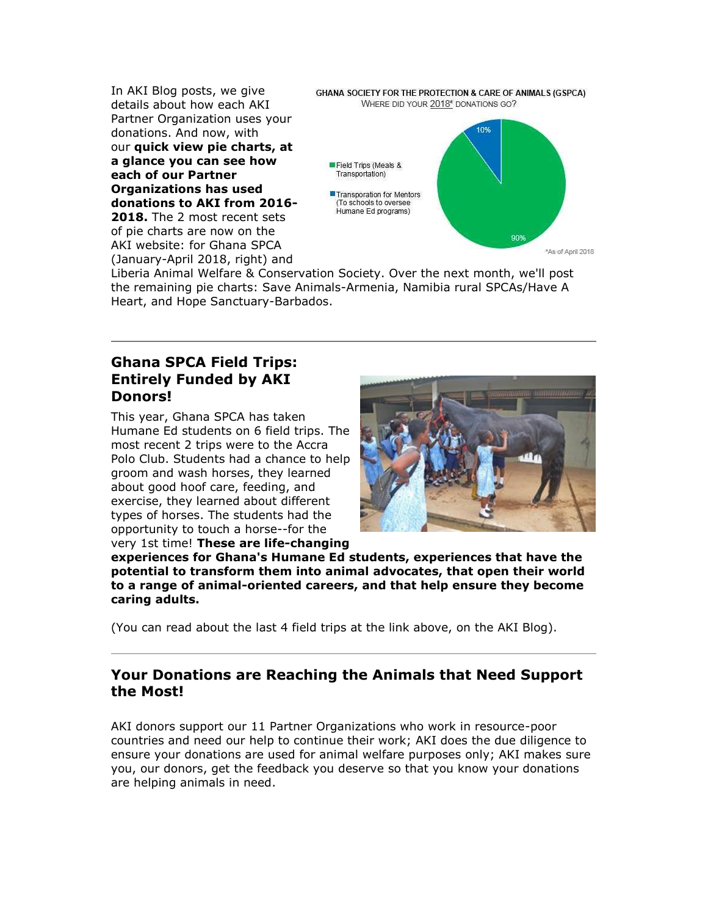In AKI Blog posts, we give details about how each AKI Partner Organization uses your donations. And now, with our **quick view pie charts, at a glance you can see how each of our Partner Organizations has used donations to AKI from 2016-2018.** The 2 most recent sets of pie charts are now on the AKI website: for Ghana SPCA (January-April 2018, right) and Liberia Animal Welfare & Conservation Society. Over the next month, we'll post the remaining pie charts: Save Animals-Armenia, Namibia rural SPCAs/Have A Heart, and Hope Sanctuary-Barbados.

GHANA SOCIETY FOR THE PROTECTION & CARE OF ANIMALS (GSPCA)
WHERE DID YOUR 2018* DONATIONS GO?

- Field Trips (Meals & Transportation): 90%
- Transporation for Mentors (To schools to oversee Humane Ed programs): 10%

*As of April 2018

---

## Ghana SPCA Field Trips: Entirely Funded by AKI Donors!

This year, Ghana SPCA has taken Humane Ed students on 6 field trips. The most recent 2 trips were to the Accra Polo Club. Students had a chance to help groom and wash horses, they learned about good hoof care, feeding, and exercise, they learned about different types of horses. The students had the opportunity to touch a horse--for the very 1st time! **These are life-changing experiences for Ghana's Humane Ed students, experiences that have the potential to transform them into animal advocates, that open their world to a range of animal-oriented careers, and that help ensure they become caring adults.**

(You can read about the last 4 field trips at the link above, on the AKI Blog).

---

## Your Donations are Reaching the Animals that Need Support the Most!

AKI donors support our 11 Partner Organizations who work in resource-poor countries and need our help to continue their work; AKI does the due diligence to ensure your donations are used for animal welfare purposes only; AKI makes sure you, our donors, get the feedback you deserve so that you know your donations are helping animals in need.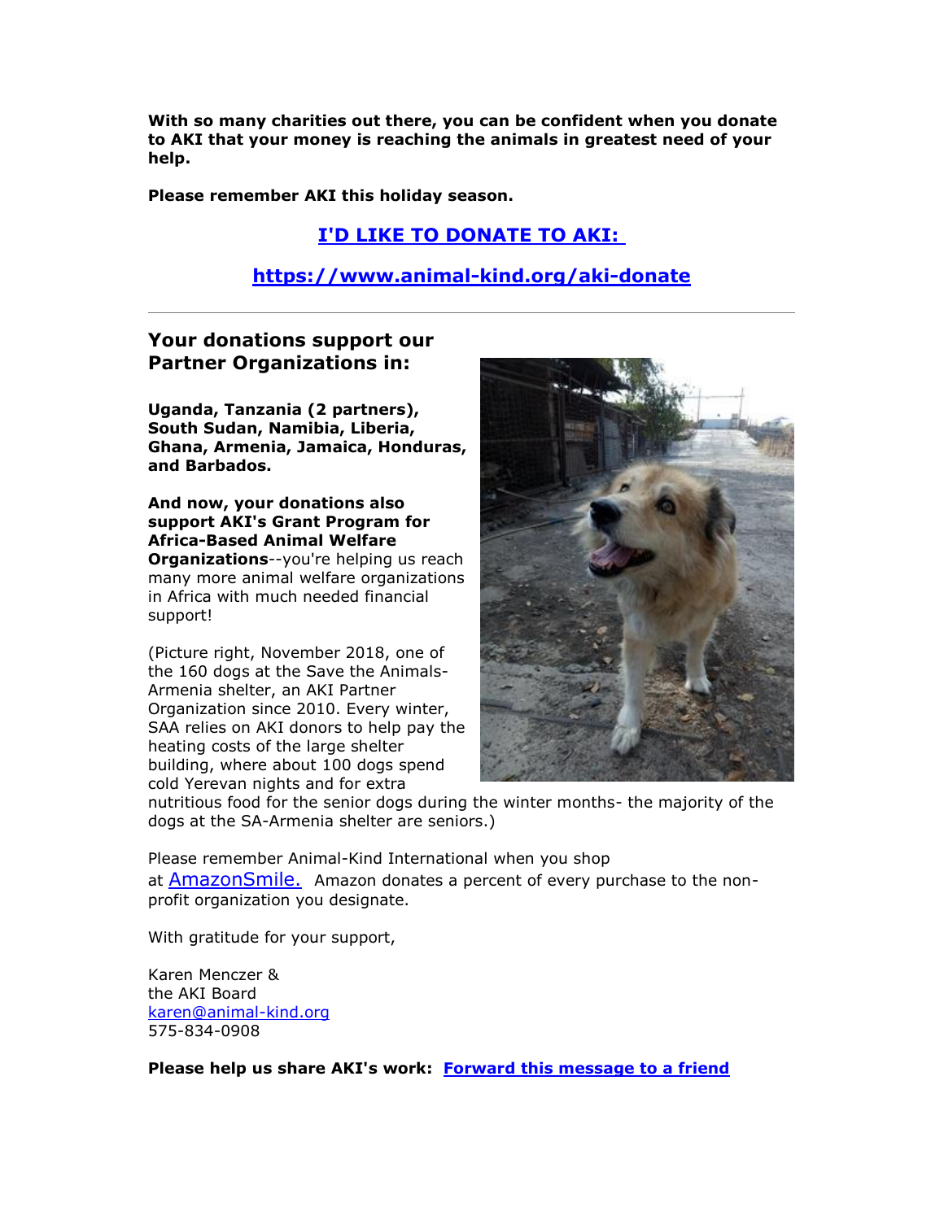**With so many charities out there, you can be confident when you donate to AKI that your money is reaching the animals in greatest need of your help.**

**Please remember AKI this holiday season.**

**[I'D LIKE TO DONATE TO AKI:](https://www.animal-kind.org/aki-donate)**

**[https://www.animal-kind.org/aki-donate](https://www.animal-kind.org/aki-donate)**

---

## Your donations support our Partner Organizations in:

**Uganda, Tanzania (2 partners), South Sudan, Namibia, Liberia, Ghana, Armenia, Jamaica, Honduras, and Barbados.**

**And now, your donations also support AKI's Grant Program for Africa-Based Animal Welfare Organizations**--you're helping us reach many more animal welfare organizations in Africa with much needed financial support!

(Picture right, November 2018, one of the 160 dogs at the Save the Animals-Armenia shelter, an AKI Partner Organization since 2010. Every winter, SAA relies on AKI donors to help pay the heating costs of the large shelter building, where about 100 dogs spend cold Yerevan nights and for extra nutritious food for the senior dogs during the winter months- the majority of the dogs at the SA-Armenia shelter are seniors.)

Please remember Animal-Kind International when you shop at AmazonSmile. Amazon donates a percent of every purchase to the non-profit organization you designate.

With gratitude for your support,

Karen Menczer &  
the AKI Board  
karen@animal-kind.org  
575-834-0908

**Please help us share AKI's work: Forward this message to a friend**